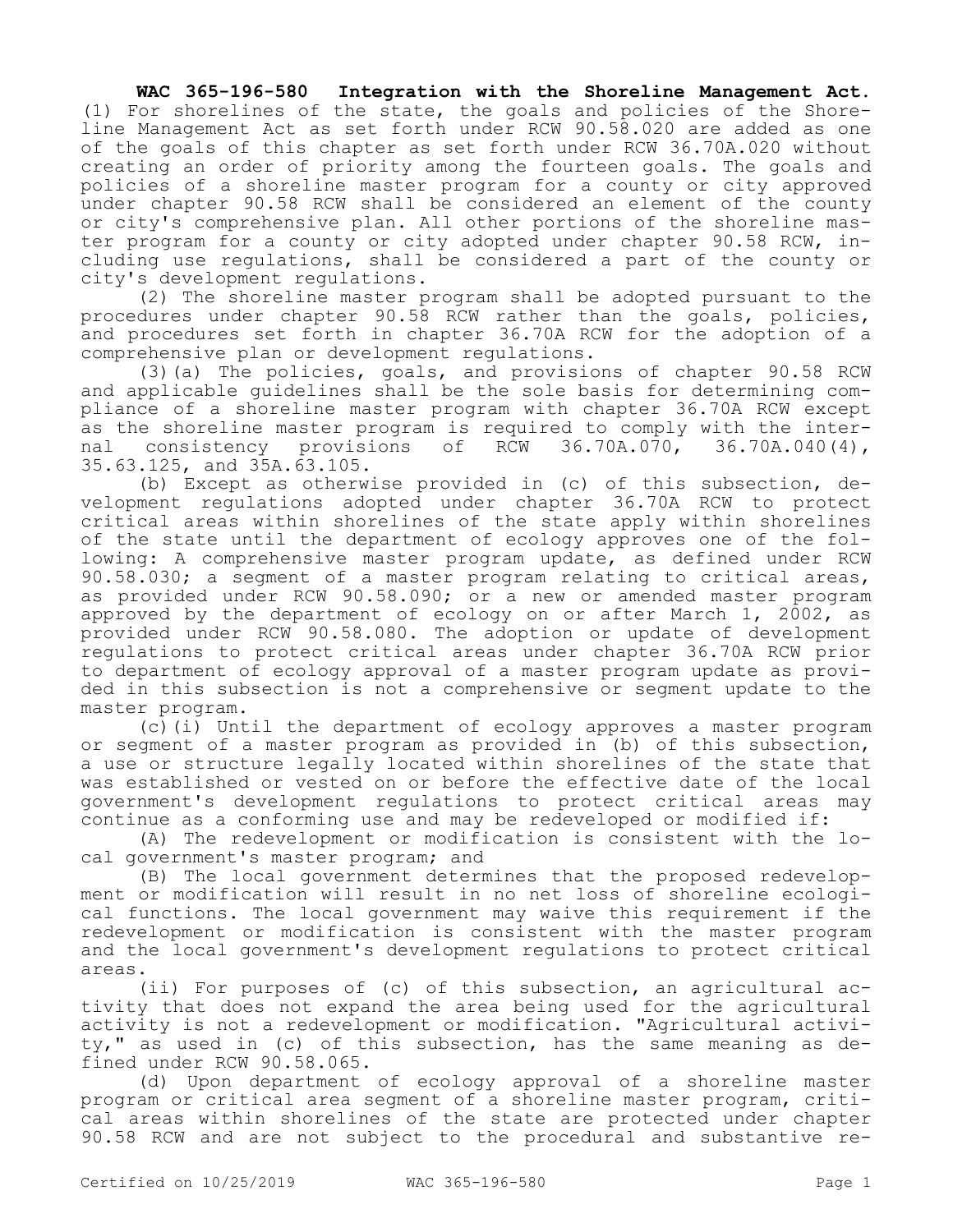**WAC 365-196-580 Integration with the Shoreline Management Act.** (1) For shorelines of the state, the goals and policies of the Shoreline Management Act as set forth under RCW 90.58.020 are added as one of the goals of this chapter as set forth under RCW 36.70A.020 without creating an order of priority among the fourteen goals. The goals and policies of a shoreline master program for a county or city approved under chapter 90.58 RCW shall be considered an element of the county or city's comprehensive plan. All other portions of the shoreline master program for a county or city adopted under chapter 90.58 RCW, including use regulations, shall be considered a part of the county or city's development regulations.

(2) The shoreline master program shall be adopted pursuant to the procedures under chapter 90.58 RCW rather than the goals, policies, and procedures set forth in chapter 36.70A RCW for the adoption of a comprehensive plan or development regulations.

(3)(a) The policies, goals, and provisions of chapter 90.58 RCW and applicable guidelines shall be the sole basis for determining compliance of a shoreline master program with chapter 36.70A RCW except as the shoreline master program is required to comply with the internal consistency provisions of RCW 36.70A.070, 36.70A.040(4), 35.63.125, and 35A.63.105.

(b) Except as otherwise provided in (c) of this subsection, development regulations adopted under chapter 36.70A RCW to protect critical areas within shorelines of the state apply within shorelines of the state until the department of ecology approves one of the following: A comprehensive master program update, as defined under RCW 90.58.030; a segment of a master program relating to critical areas, as provided under RCW 90.58.090; or a new or amended master program approved by the department of ecology on or after March 1, 2002, as provided under RCW 90.58.080. The adoption or update of development regulations to protect critical areas under chapter 36.70A RCW prior to department of ecology approval of a master program update as provided in this subsection is not a comprehensive or segment update to the master program.

(c)(i) Until the department of ecology approves a master program or segment of a master program as provided in (b) of this subsection, a use or structure legally located within shorelines of the state that was established or vested on or before the effective date of the local government's development regulations to protect critical areas may continue as a conforming use and may be redeveloped or modified if:

(A) The redevelopment or modification is consistent with the local government's master program; and

(B) The local government determines that the proposed redevelopment or modification will result in no net loss of shoreline ecological functions. The local government may waive this requirement if the redevelopment or modification is consistent with the master program and the local government's development regulations to protect critical areas.

(ii) For purposes of (c) of this subsection, an agricultural activity that does not expand the area being used for the agricultural activity is not a redevelopment or modification. "Agricultural activity," as used in (c) of this subsection, has the same meaning as defined under RCW 90.58.065.

(d) Upon department of ecology approval of a shoreline master program or critical area segment of a shoreline master program, critical areas within shorelines of the state are protected under chapter 90.58 RCW and are not subject to the procedural and substantive re-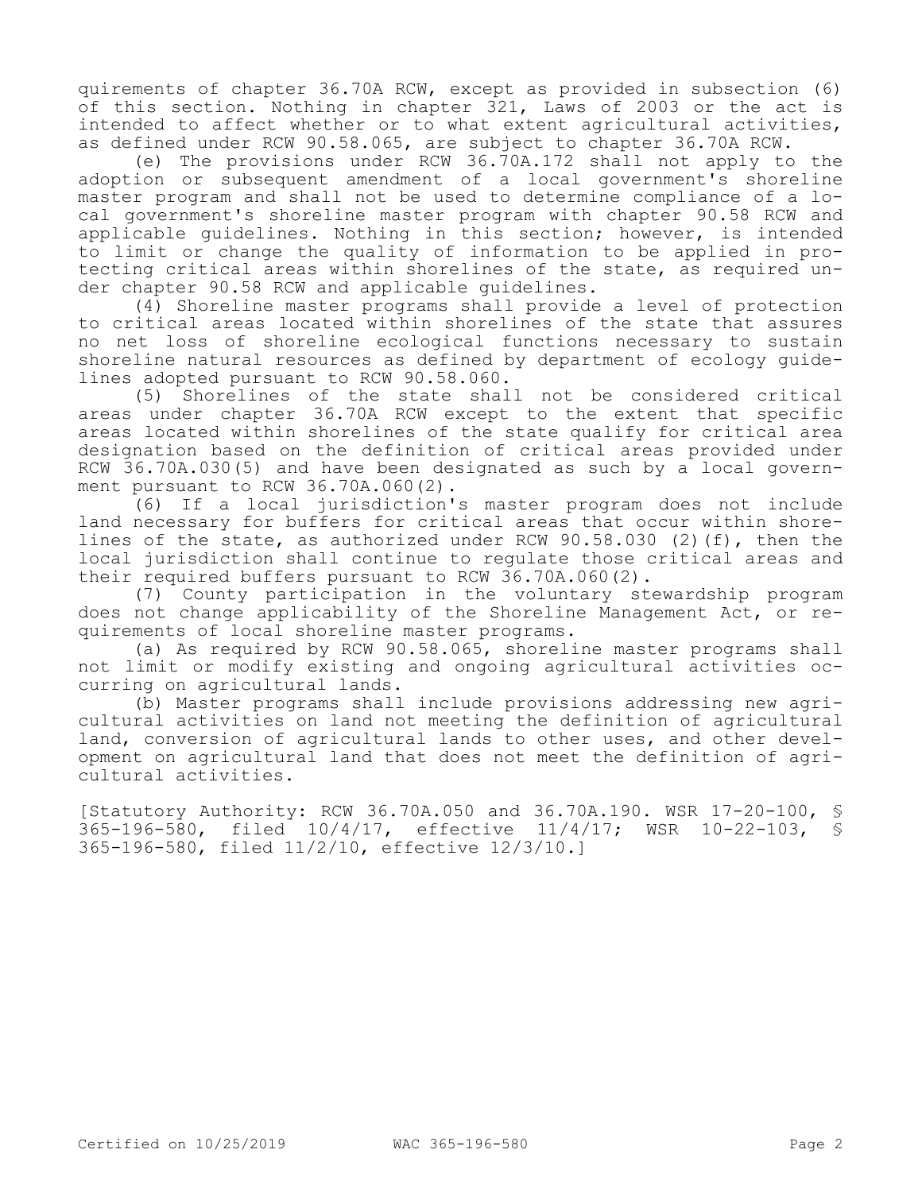quirements of chapter 36.70A RCW, except as provided in subsection (6) of this section. Nothing in chapter 321, Laws of 2003 or the act is intended to affect whether or to what extent agricultural activities, as defined under RCW 90.58.065, are subject to chapter 36.70A RCW.

(e) The provisions under RCW 36.70A.172 shall not apply to the adoption or subsequent amendment of a local government's shoreline master program and shall not be used to determine compliance of a local government's shoreline master program with chapter 90.58 RCW and applicable guidelines. Nothing in this section; however, is intended to limit or change the quality of information to be applied in protecting critical areas within shorelines of the state, as required under chapter 90.58 RCW and applicable guidelines.

(4) Shoreline master programs shall provide a level of protection to critical areas located within shorelines of the state that assures no net loss of shoreline ecological functions necessary to sustain shoreline natural resources as defined by department of ecology guidelines adopted pursuant to RCW 90.58.060.

(5) Shorelines of the state shall not be considered critical areas under chapter 36.70A RCW except to the extent that specific areas located within shorelines of the state qualify for critical area designation based on the definition of critical areas provided under RCW 36.70A.030(5) and have been designated as such by a local government pursuant to RCW 36.70A.060(2).

(6) If a local jurisdiction's master program does not include land necessary for buffers for critical areas that occur within shorelines of the state, as authorized under RCW 90.58.030 (2)(f), then the local jurisdiction shall continue to regulate those critical areas and their required buffers pursuant to RCW 36.70A.060(2).

(7) County participation in the voluntary stewardship program does not change applicability of the Shoreline Management Act, or requirements of local shoreline master programs.

(a) As required by RCW 90.58.065, shoreline master programs shall not limit or modify existing and ongoing agricultural activities occurring on agricultural lands.

(b) Master programs shall include provisions addressing new agricultural activities on land not meeting the definition of agricultural land, conversion of agricultural lands to other uses, and other development on agricultural land that does not meet the definition of agricultural activities.

[Statutory Authority: RCW 36.70A.050 and 36.70A.190. WSR 17-20-100, § 365-196-580, filed 10/4/17, effective 11/4/17; WSR 10-22-103, § 365-196-580, filed 11/2/10, effective 12/3/10.]